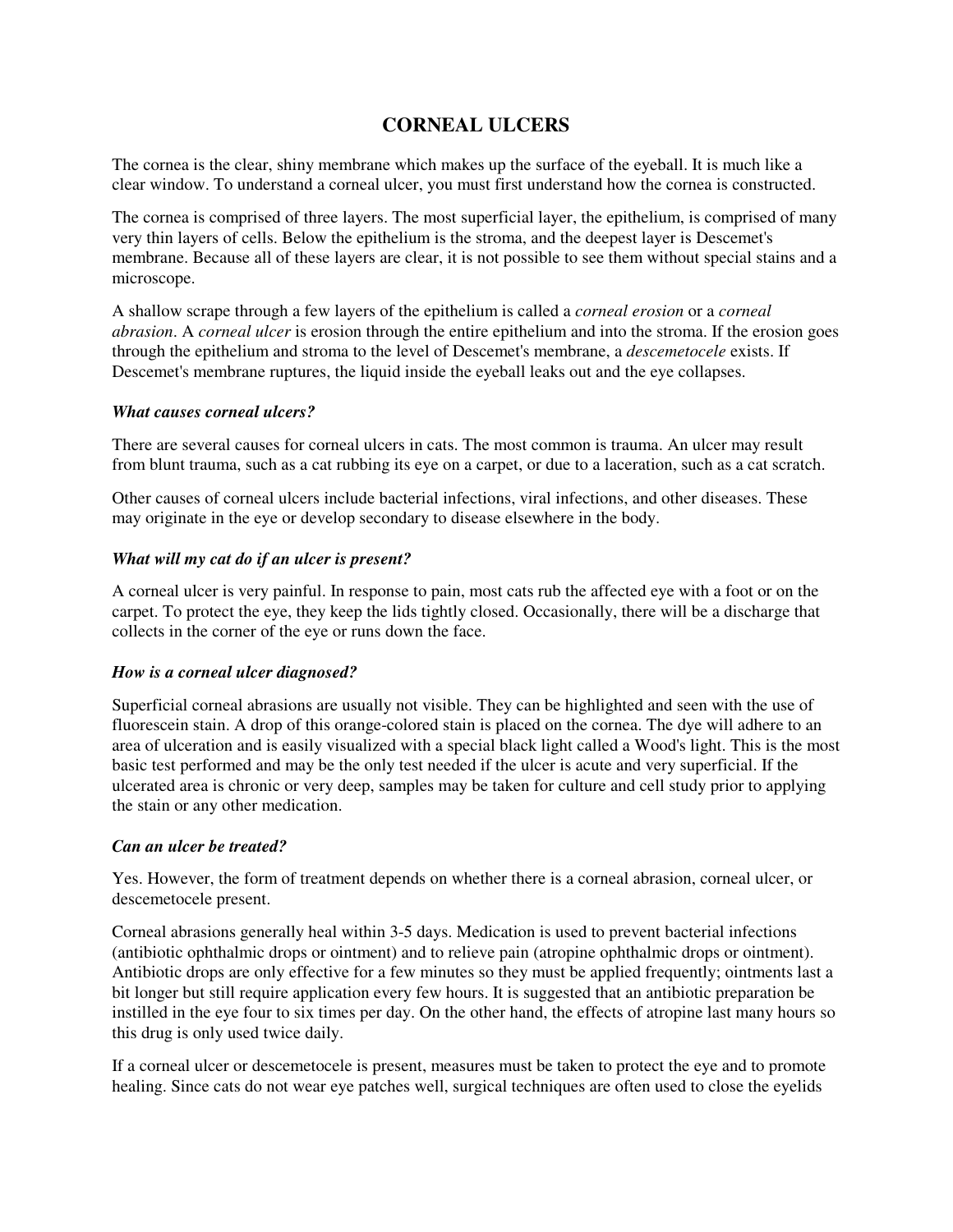# CORNEAL ULCERS

The cornea is the clear, shiny membrane which makes up the surface of the eyeball. It is much like a clear window. To understand a corneal ulcer, you must first understand how the cornea is constructed.

The cornea is comprised of three layers. The most superficial layer, the epithelium, is comprised of many very thin layers of cells. Below the epithelium is the stroma, and the deepest layer is Descemet's membrane. Because all of these layers are clear, it is not possible to see them without special stains and a microscope.

A shallow scrape through a few layers of the epithelium is called a *corneal erosion* or a *corneal abrasion*. A *corneal ulcer* is erosion through the entire epithelium and into the stroma. If the erosion goes through the epithelium and stroma to the level of Descemet's membrane, a *descemetocele* exists. If Descemet's membrane ruptures, the liquid inside the eyeball leaks out and the eye collapses.

### *What causes corneal ulcers?*

There are several causes for corneal ulcers in cats. The most common is trauma. An ulcer may result from blunt trauma, such as a cat rubbing its eye on a carpet, or due to a laceration, such as a cat scratch.

Other causes of corneal ulcers include bacterial infections, viral infections, and other diseases. These may originate in the eye or develop secondary to disease elsewhere in the body.

### *What will my cat do if an ulcer is present?*

A corneal ulcer is very painful. In response to pain, most cats rub the affected eye with a foot or on the carpet. To protect the eye, they keep the lids tightly closed. Occasionally, there will be a discharge that collects in the corner of the eye or runs down the face.

### *How is a corneal ulcer diagnosed?*

Superficial corneal abrasions are usually not visible. They can be highlighted and seen with the use of fluorescein stain. A drop of this orange-colored stain is placed on the cornea. The dye will adhere to an area of ulceration and is easily visualized with a special black light called a Wood's light. This is the most basic test performed and may be the only test needed if the ulcer is acute and very superficial. If the ulcerated area is chronic or very deep, samples may be taken for culture and cell study prior to applying the stain or any other medication.

### *Can an ulcer be treated?*

Yes. However, the form of treatment depends on whether there is a corneal abrasion, corneal ulcer, or descemetocele present.

Corneal abrasions generally heal within 3-5 days. Medication is used to prevent bacterial infections (antibiotic ophthalmic drops or ointment) and to relieve pain (atropine ophthalmic drops or ointment). Antibiotic drops are only effective for a few minutes so they must be applied frequently; ointments last a bit longer but still require application every few hours. It is suggested that an antibiotic preparation be instilled in the eye four to six times per day. On the other hand, the effects of atropine last many hours so this drug is only used twice daily.

If a corneal ulcer or descemetocele is present, measures must be taken to protect the eye and to promote healing. Since cats do not wear eye patches well, surgical techniques are often used to close the eyelids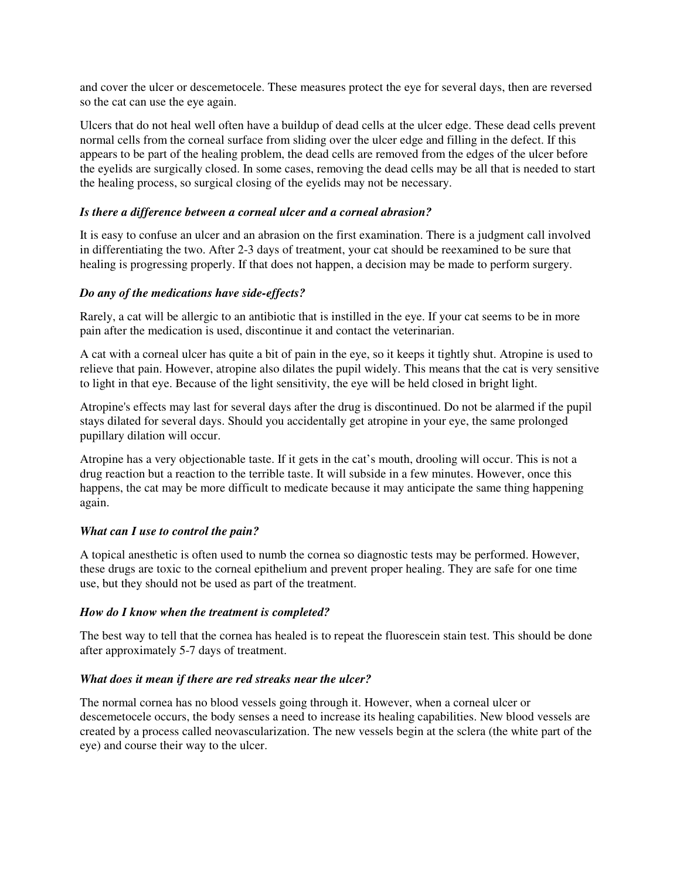and cover the ulcer or descemetocele. These measures protect the eye for several days, then are reversed so the cat can use the eye again.

Ulcers that do not heal well often have a buildup of dead cells at the ulcer edge. These dead cells prevent normal cells from the corneal surface from sliding over the ulcer edge and filling in the defect. If this appears to be part of the healing problem, the dead cells are removed from the edges of the ulcer before the eyelids are surgically closed. In some cases, removing the dead cells may be all that is needed to start the healing process, so surgical closing of the eyelids may not be necessary.

***Is there a difference between a corneal ulcer and a corneal abrasion?***

It is easy to confuse an ulcer and an abrasion on the first examination. There is a judgment call involved in differentiating the two. After 2-3 days of treatment, your cat should be reexamined to be sure that healing is progressing properly. If that does not happen, a decision may be made to perform surgery.

***Do any of the medications have side-effects?***

Rarely, a cat will be allergic to an antibiotic that is instilled in the eye. If your cat seems to be in more pain after the medication is used, discontinue it and contact the veterinarian.

A cat with a corneal ulcer has quite a bit of pain in the eye, so it keeps it tightly shut. Atropine is used to relieve that pain. However, atropine also dilates the pupil widely. This means that the cat is very sensitive to light in that eye. Because of the light sensitivity, the eye will be held closed in bright light.

Atropine's effects may last for several days after the drug is discontinued. Do not be alarmed if the pupil stays dilated for several days. Should you accidentally get atropine in your eye, the same prolonged pupillary dilation will occur.

Atropine has a very objectionable taste. If it gets in the cat's mouth, drooling will occur. This is not a drug reaction but a reaction to the terrible taste. It will subside in a few minutes. However, once this happens, the cat may be more difficult to medicate because it may anticipate the same thing happening again.

***What can I use to control the pain?***

A topical anesthetic is often used to numb the cornea so diagnostic tests may be performed. However, these drugs are toxic to the corneal epithelium and prevent proper healing. They are safe for one time use, but they should not be used as part of the treatment.

***How do I know when the treatment is completed?***

The best way to tell that the cornea has healed is to repeat the fluorescein stain test. This should be done after approximately 5-7 days of treatment.

***What does it mean if there are red streaks near the ulcer?***

The normal cornea has no blood vessels going through it. However, when a corneal ulcer or descemetocele occurs, the body senses a need to increase its healing capabilities. New blood vessels are created by a process called neovascularization. The new vessels begin at the sclera (the white part of the eye) and course their way to the ulcer.